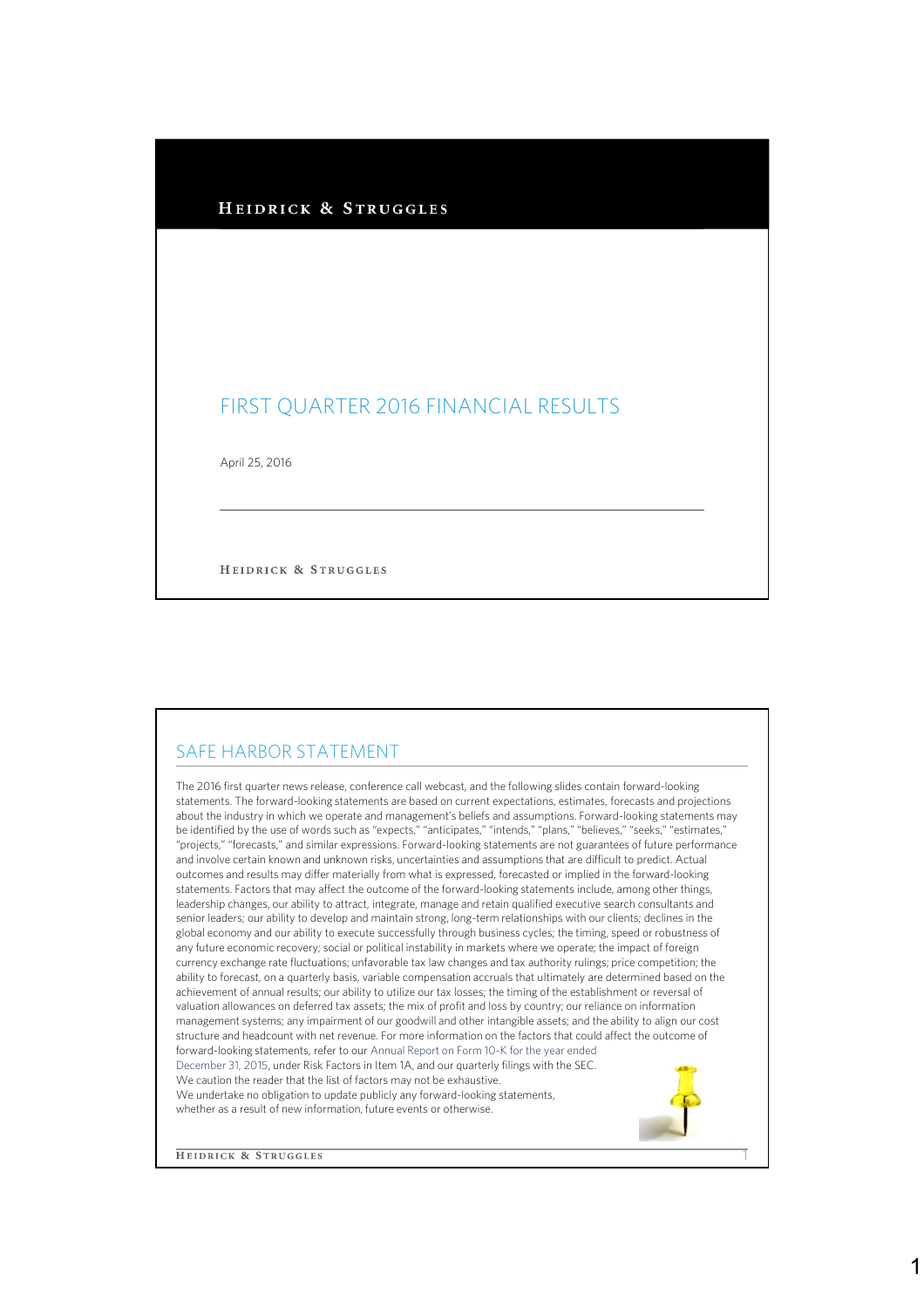HEIDRICK & STRUGGLES

# FIRST QUARTER 2016 FINANCIAL RESULTS

April 25, 2016

HEIDRICK & STRUGGLES

## SAFE HARBOR STATEMENT

The 2016 first quarter news release, conference call webcast, and the following slides contain forward-looking statements. The forward-looking statements are based on current expectations, estimates, forecasts and projections about the industry in which we operate and management's beliefs and assumptions. Forward-looking statements may be identified by the use of words such as "expects," "anticipates," "intends," "plans," "believes," "seeks," "estimates," "projects," "forecasts," and similar expressions. Forward-looking statements are not guarantees of future performance and involve certain known and unknown risks, uncertainties and assumptions that are difficult to predict. Actual outcomes and results may differ materially from what is expressed, forecasted or implied in the forward-looking statements. Factors that may affect the outcome of the forward-looking statements include, among other things, leadership changes, our ability to attract, integrate, manage and retain qualified executive search consultants and senior leaders; our ability to develop and maintain strong, long-term relationships with our clients; declines in the global economy and our ability to execute successfully through business cycles; the timing, speed or robustness of any future economic recovery; social or political instability in markets where we operate; the impact of foreign currency exchange rate fluctuations; unfavorable tax law changes and tax authority rulings; price competition; the ability to forecast, on a quarterly basis, variable compensation accruals that ultimately are determined based on the achievement of annual results; our ability to utilize our tax losses; the timing of the establishment or reversal of valuation allowances on deferred tax assets; the mix of profit and loss by country; our reliance on information management systems; any impairment of our goodwill and other intangible assets; and the ability to align our cost structure and headcount with net revenue. For more information on the factors that could affect the outcome of forward-looking statements, refer to our Annual Report on Form 10-K for the year ended December 31, 2015, under Risk Factors in Item 1A, and our quarterly filings with the SEC. We caution the reader that the list of factors may not be exhaustive. We undertake no obligation to update publicly any forward-looking statements, whether as a result of new information, future events or otherwise.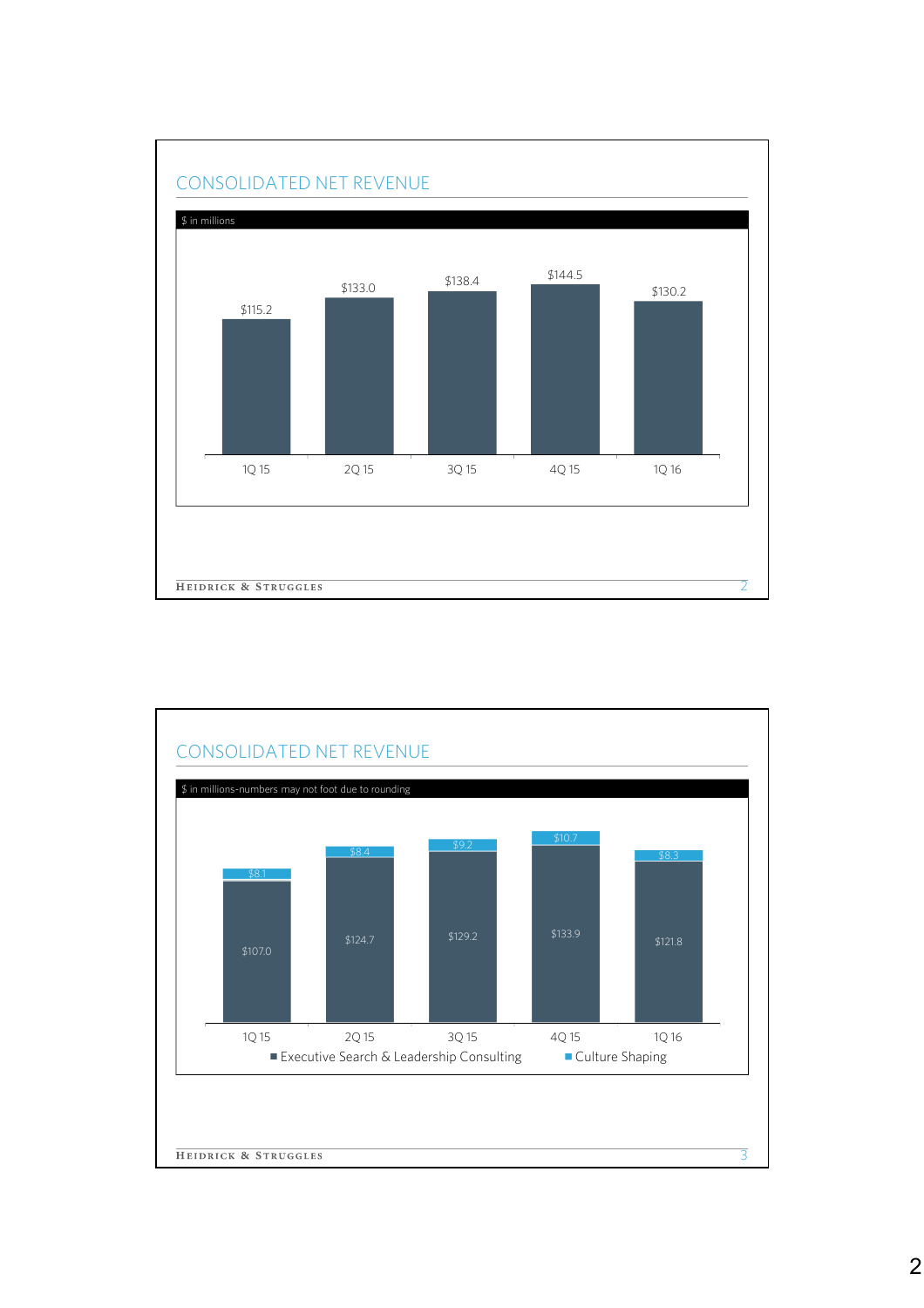## CONSOLIDATED NET REVENUE

$ in millions

| | 1Q 15 | 2Q 15 | 3Q 15 | 4Q 15 | 1Q 16 |
|---|---|---|---|---|---|
| Net Revenue | $115.2 | $133.0 | $138.4 | $144.5 | $130.2 |

## CONSOLIDATED NET REVENUE

$ in millions-numbers may not foot due to rounding

| | 1Q 15 | 2Q 15 | 3Q 15 | 4Q 15 | 1Q 16 |
|---|---|---|---|---|---|
| Executive Search & Leadership Consulting | $107.0 | $124.7 | $129.2 | $133.9 | $121.8 |
| Culture Shaping | $8.1 | $8.4 | $9.2 | $10.7 | $8.3 |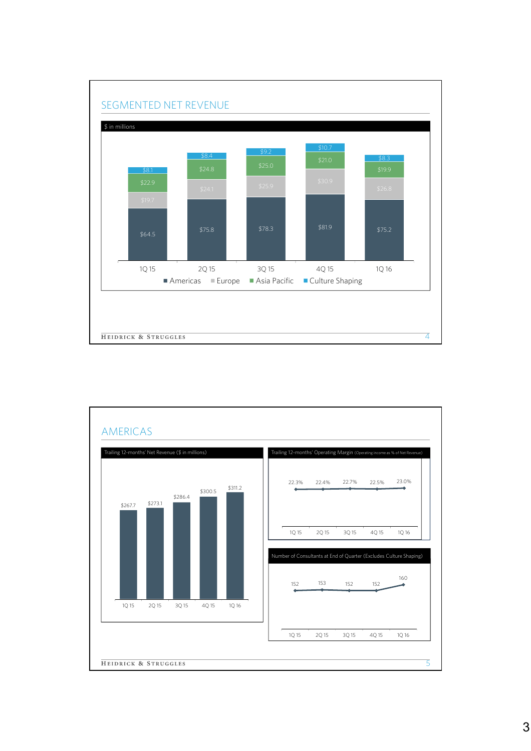## SEGMENTED NET REVENUE

$ in millions

| | 1Q 15 | 2Q 15 | 3Q 15 | 4Q 15 | 1Q 16 |
|---|---|---|---|---|---|
| Americas | $64.5 | $75.8 | $78.3 | $81.9 | $75.2 |
| Europe | $19.7 | $24.1 | $25.9 | $30.9 | $26.8 |
| Asia Pacific | $22.9 | $24.8 | $25.0 | $21.0 | $19.9 |
| Culture Shaping | $8.1 | $8.4 | $9.2 | $10.7 | $8.3 |

## AMERICAS

Trailing 12-months' Net Revenue ($ in millions)

| 1Q 15 | 2Q 15 | 3Q 15 | 4Q 15 | 1Q 16 |
|---|---|---|---|---|
| $267.7 | $273.1 | $286.4 | $300.5 | $311.2 |

Trailing 12-months' Operating Margin (Operating income as % of Net Revenue)

| 1Q 15 | 2Q 15 | 3Q 15 | 4Q 15 | 1Q 16 |
|---|---|---|---|---|
| 22.3% | 22.4% | 22.7% | 22.5% | 23.0% |

Number of Consultants at End of Quarter (Excludes Culture Shaping)

| 1Q 15 | 2Q 15 | 3Q 15 | 4Q 15 | 1Q 16 |
|---|---|---|---|---|
| 152 | 153 | 152 | 152 | 160 |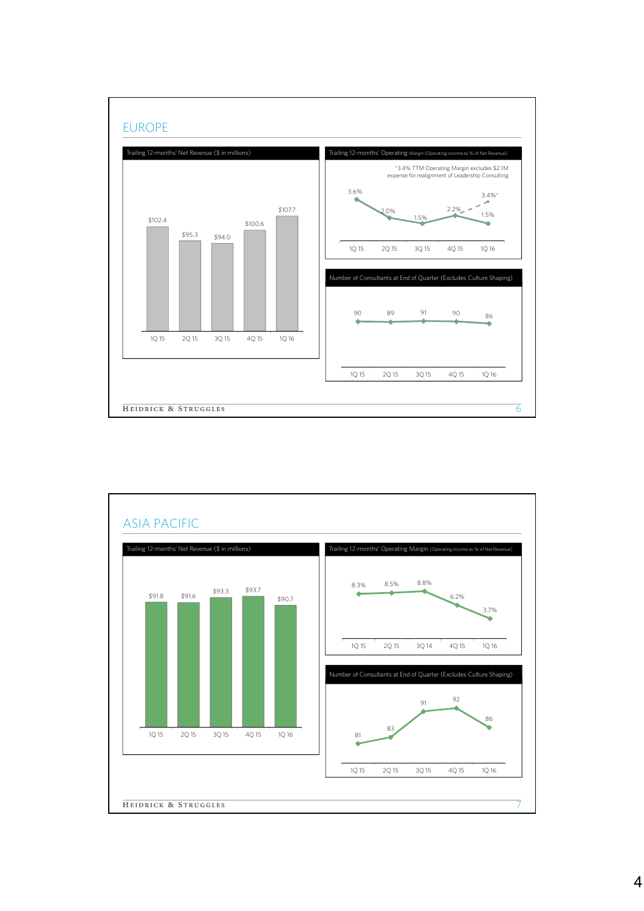## EUROPE

**Trailing 12-months' Net Revenue ($ in millions)**

| | 1Q 15 | 2Q 15 | 3Q 15 | 4Q 15 | 1Q 16 |
|---|---|---|---|---|---|
| Net Revenue | $102.4 | $95.3 | $94.0 | $100.6 | $107.7 |

**Trailing 12-months' Operating Margin** (Operating income as % of Net Revenue)

*3.4% TTM Operating Margin excludes $2.1M expense for realignment of Leadership Consulting

| | 1Q 15 | 2Q 15 | 3Q 15 | 4Q 15 | 1Q 16 |
|---|---|---|---|---|---|
| Operating Margin | 3.6% | 2.0% | 1.5% | 2.2% | 1.5% (3.4%*) |

**Number of Consultants at End of Quarter (Excludes Culture Shaping)**

| | 1Q 15 | 2Q 15 | 3Q 15 | 4Q 15 | 1Q 16 |
|---|---|---|---|---|---|
| Consultants | 90 | 89 | 91 | 90 | 86 |

## ASIA PACIFIC

**Trailing 12-months' Net Revenue ($ in millions)**

| | 1Q 15 | 2Q 15 | 3Q 15 | 4Q 15 | 1Q 16 |
|---|---|---|---|---|---|
| Net Revenue | $91.8 | $91.6 | $93.3 | $93.7 | $90.7 |

**Trailing 12-months' Operating Margin** (Operating income as % of Net Revenue)

| | 1Q 15 | 2Q 15 | 3Q 14 | 4Q 15 | 1Q 16 |
|---|---|---|---|---|---|
| Operating Margin | 8.3% | 8.5% | 8.8% | 6.2% | 3.7% |

**Number of Consultants at End of Quarter (Excludes Culture Shaping)**

| | 1Q 15 | 2Q 15 | 3Q 15 | 4Q 15 | 1Q 16 |
|---|---|---|---|---|---|
| Consultants | 81 | 83 | 91 | 92 | 86 |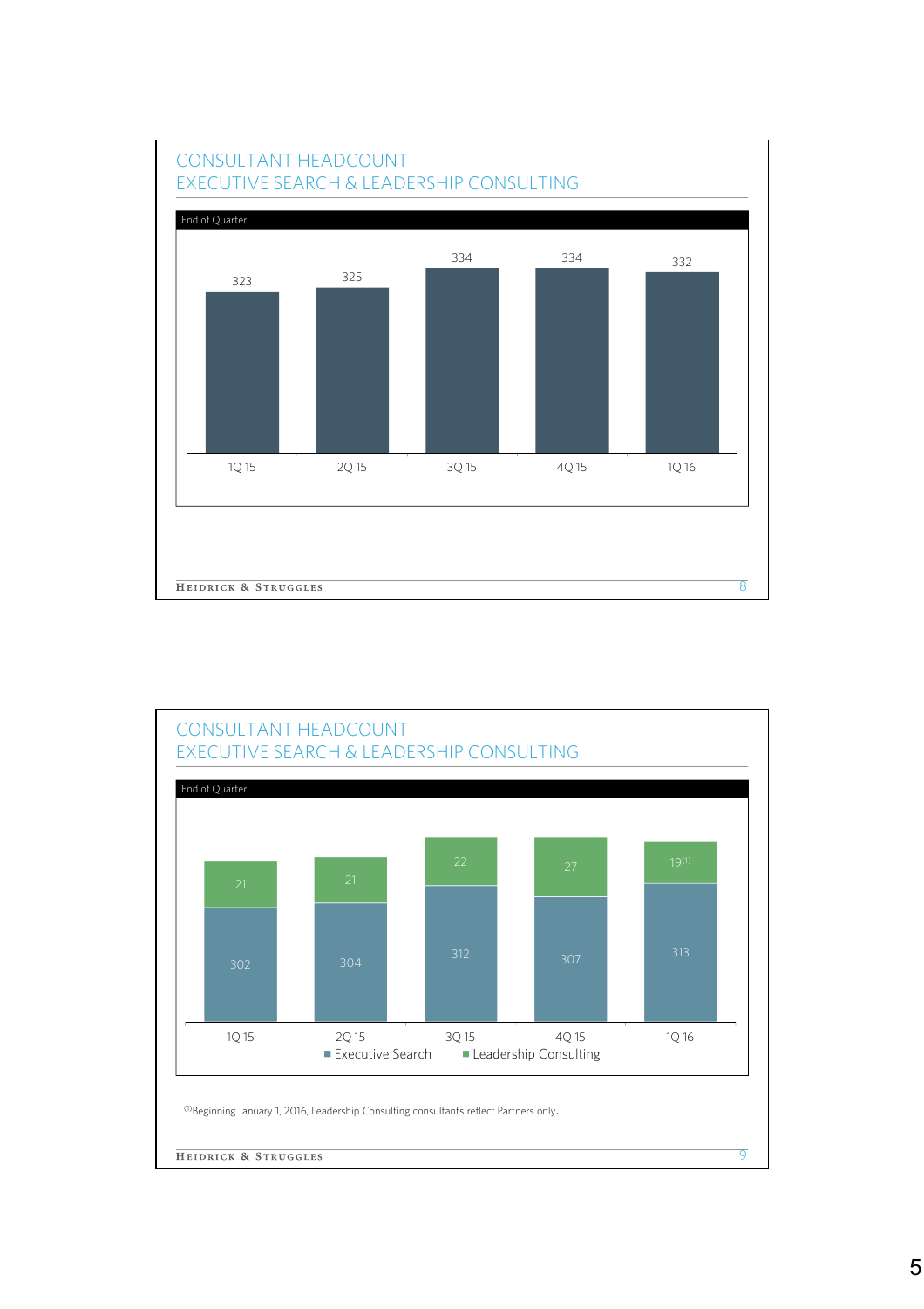## CONSULTANT HEADCOUNT
## EXECUTIVE SEARCH & LEADERSHIP CONSULTING

End of Quarter

| 1Q 15 | 2Q 15 | 3Q 15 | 4Q 15 | 1Q 16 |
|---|---|---|---|---|
| 323 | 325 | 334 | 334 | 332 |

## CONSULTANT HEADCOUNT
## EXECUTIVE SEARCH & LEADERSHIP CONSULTING

End of Quarter

| | 1Q 15 | 2Q 15 | 3Q 15 | 4Q 15 | 1Q 16 |
|---|---|---|---|---|---|
| Executive Search | 302 | 304 | 312 | 307 | 313 |
| Leadership Consulting | 21 | 21 | 22 | 27 | 19[1] |

[1]Beginning January 1, 2016, Leadership Consulting consultants reflect Partners only.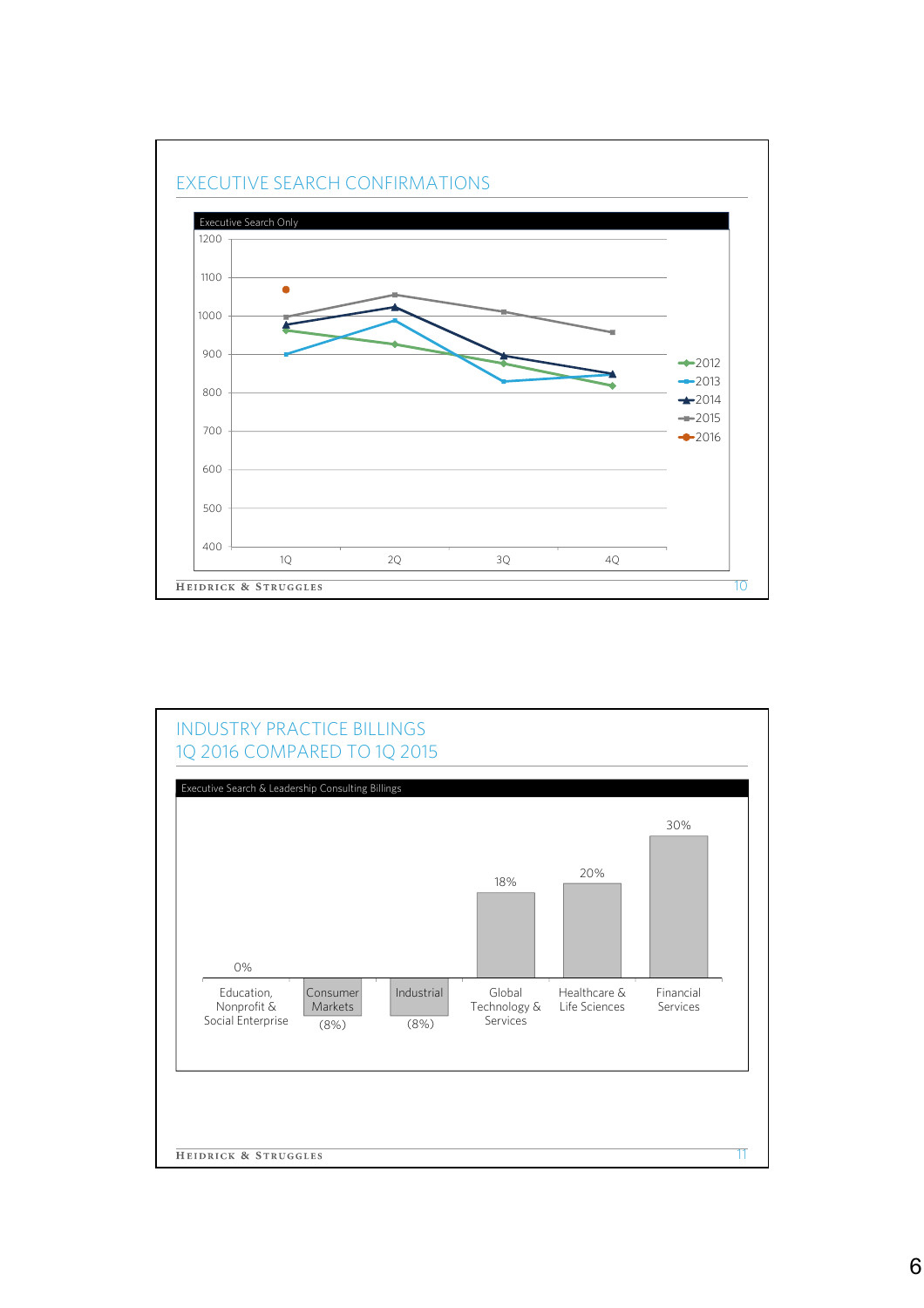## EXECUTIVE SEARCH CONFIRMATIONS

Executive Search Only

| | 1Q | 2Q | 3Q | 4Q |
|---|---|---|---|---|
| 2012 | ~962 | ~927 | ~877 | ~818 |
| 2013 | ~900 | ~988 | ~830 | ~846 |
| 2014 | ~977 | ~1023 | ~897 | ~850 |
| 2015 | ~997 | ~1055 | ~1010 | ~957 |
| 2016 | ~1068 | | | |

## INDUSTRY PRACTICE BILLINGS
## 1Q 2016 COMPARED TO 1Q 2015

Executive Search & Leadership Consulting Billings

| Industry Practice | Change |
|---|---|
| Education, Nonprofit & Social Enterprise | 0% |
| Consumer Markets | (8%) |
| Industrial | (8%) |
| Global Technology & Services | 18% |
| Healthcare & Life Sciences | 20% |
| Financial Services | 30% |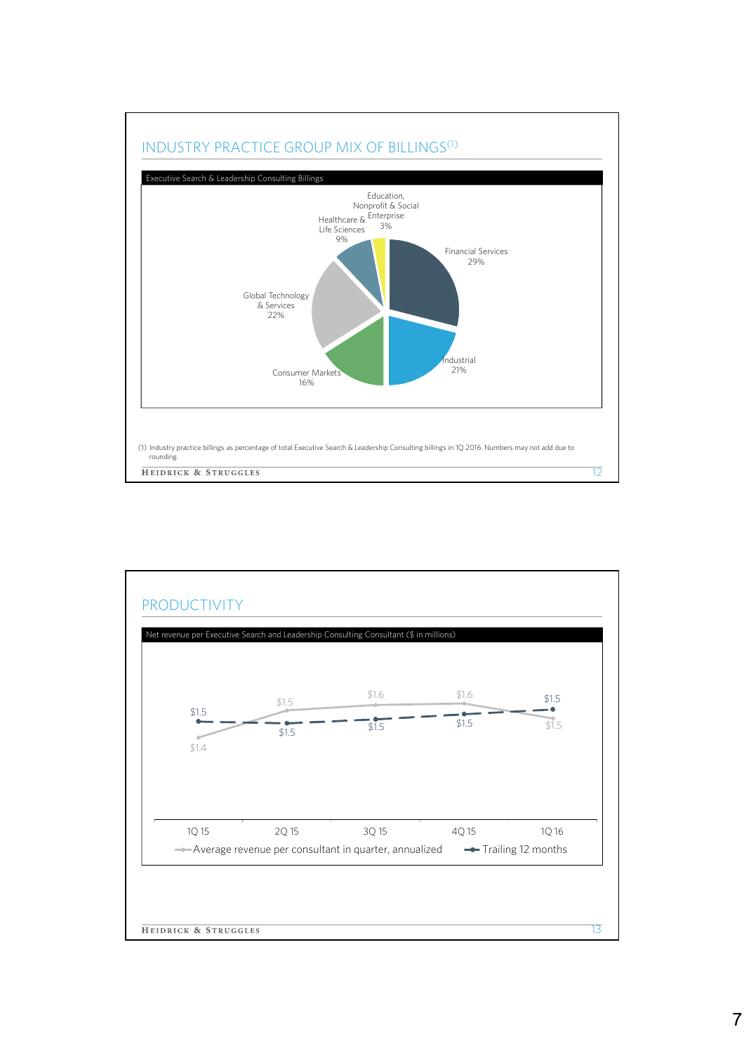## INDUSTRY PRACTICE GROUP MIX OF BILLINGS(1)

**Executive Search & Leadership Consulting Billings**

| Industry Practice Group | % of Billings |
|---|---|
| Financial Services | 29% |
| Global Technology & Services | 22% |
| Industrial | 21% |
| Consumer Markets | 16% |
| Healthcare & Life Sciences | 9% |
| Education, Nonprofit & Social Enterprise | 3% |

(1) Industry practice billings as percentage of total Executive Search & Leadership Consulting billings in 1Q 2016. Numbers may not add due to rounding.

## PRODUCTIVITY

**Net revenue per Executive Search and Leadership Consulting Consultant ($ in millions)**

| | 1Q 15 | 2Q 15 | 3Q 15 | 4Q 15 | 1Q 16 |
|---|---|---|---|---|---|
| Average revenue per consultant in quarter, annualized | $1.4 | $1.5 | $1.6 | $1.6 | $1.5 |
| Trailing 12 months | $1.5 | $1.5 | $1.5 | $1.5 | $1.5 |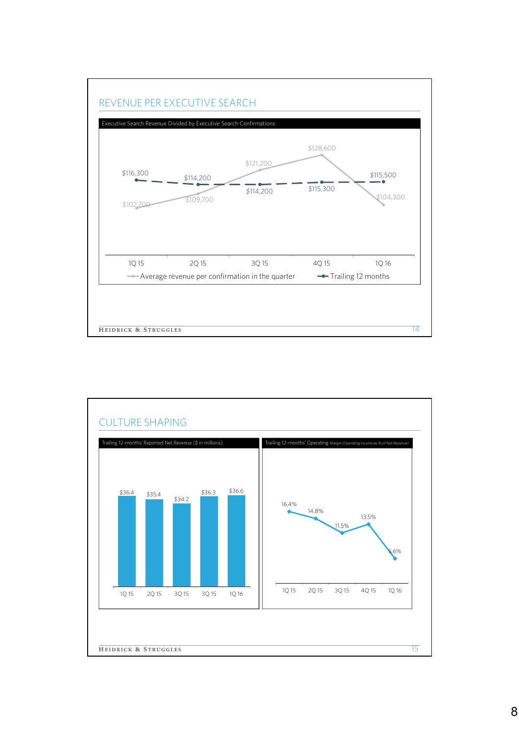## REVENUE PER EXECUTIVE SEARCH

Executive Search Revenue Divided by Executive Search Confirmations

| | 1Q 15 | 2Q 15 | 3Q 15 | 4Q 15 | 1Q 16 |
|---|---|---|---|---|---|
| Average revenue per confirmation in the quarter | $102,700 | $109,700 | $121,200 | $128,600 | $104,300 |
| Trailing 12 months | $116,300 | $114,200 | $114,200 | $115,300 | $115,500 |

## CULTURE SHAPING

Trailing 12-months' Reported Net Revenue ($ in millions)

| 1Q 15 | 2Q 15 | 3Q 15 | 3Q 15 | 1Q 16 |
|---|---|---|---|---|
| $36.4 | $35.4 | $34.2 | $36.3 | $36.6 |

Trailing 12-months' Operating Margin (Operating income as % of Net Revenue)

| 1Q 15 | 2Q 15 | 3Q 15 | 4Q 15 | 1Q 16 |
|---|---|---|---|---|
| 16.4% | 14.8% | 11.5% | 13.5% | 5.6% |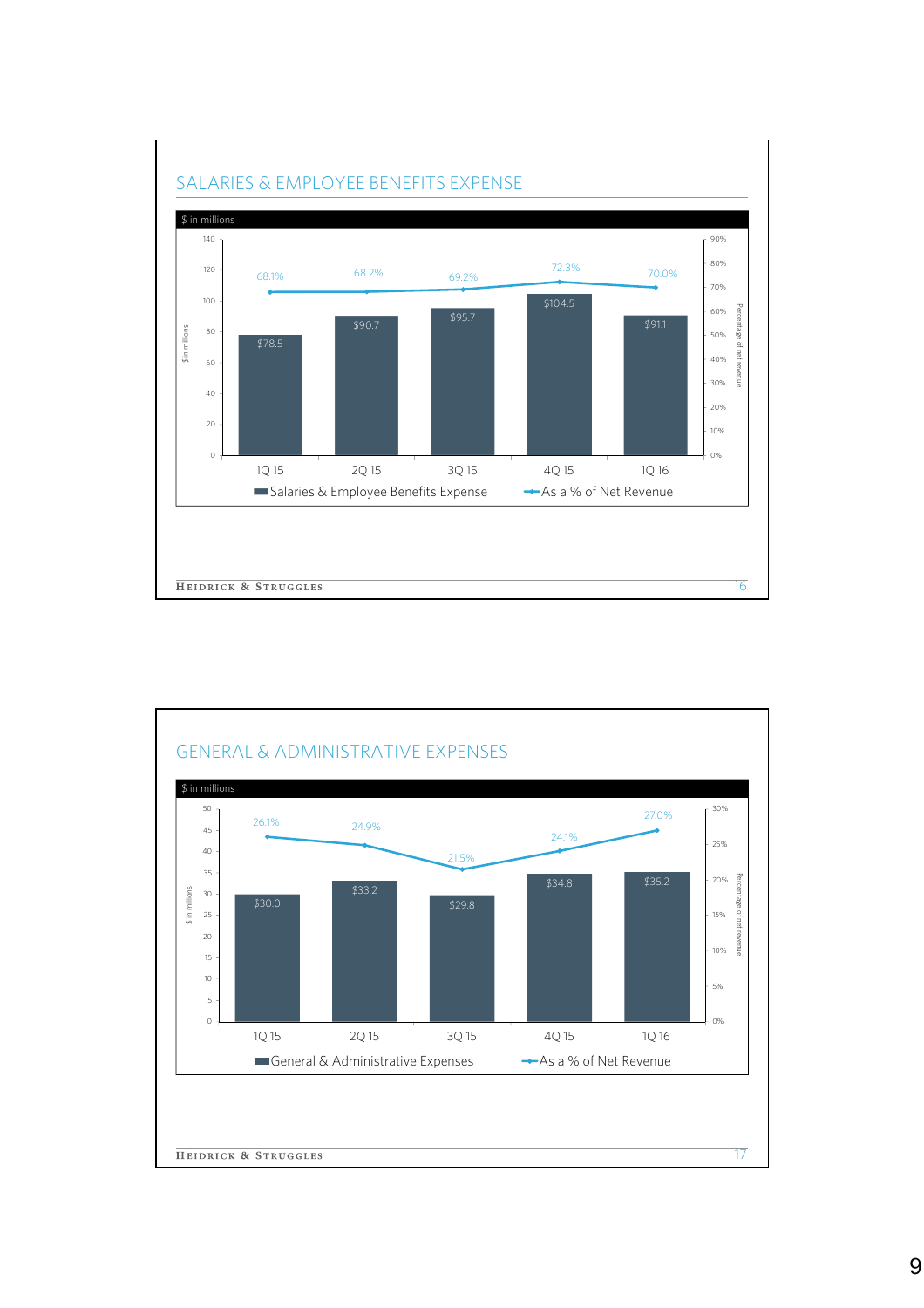## SALARIES & EMPLOYEE BENEFITS EXPENSE

$ in millions

| | 1Q 15 | 2Q 15 | 3Q 15 | 4Q 15 | 1Q 16 |
|---|---|---|---|---|---|
| Salaries & Employee Benefits Expense | $78.5 | $90.7 | $95.7 | $104.5 | $91.1 |
| As a % of Net Revenue | 68.1% | 68.2% | 69.2% | 72.3% | 70.0% |

## GENERAL & ADMINISTRATIVE EXPENSES

$ in millions

| | 1Q 15 | 2Q 15 | 3Q 15 | 4Q 15 | 1Q 16 |
|---|---|---|---|---|---|
| General & Administrative Expenses | $30.0 | $33.2 | $29.8 | $34.8 | $35.2 |
| As a % of Net Revenue | 26.1% | 24.9% | 21.5% | 24.1% | 27.0% |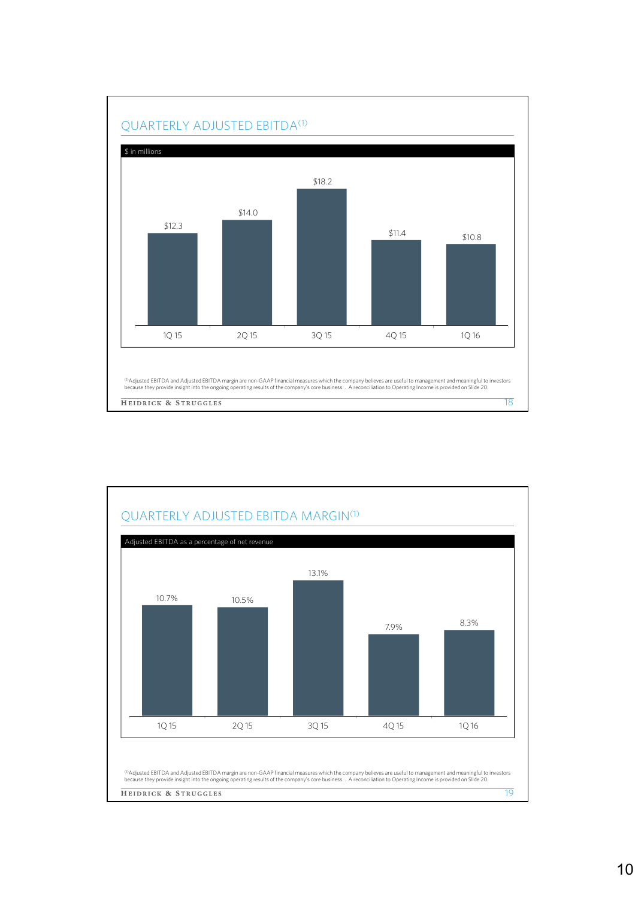## QUARTERLY ADJUSTED EBITDA[(1)]

$ in millions

| | 1Q 15 | 2Q 15 | 3Q 15 | 4Q 15 | 1Q 16 |
|---|---|---|---|---|---|
| Adjusted EBITDA | $12.3 | $14.0 | $18.2 | $11.4 | $10.8 |

[(1)]Adjusted EBITDA and Adjusted EBITDA margin are non-GAAP financial measures which the company believes are useful to management and meaningful to investors because they provide insight into the ongoing operating results of the company's core business. . A reconciliation to Operating Income is provided on Slide 20.

HEIDRICK & STRUGGLES

## QUARTERLY ADJUSTED EBITDA MARGIN[(1)]

Adjusted EBITDA as a percentage of net revenue

| | 1Q 15 | 2Q 15 | 3Q 15 | 4Q 15 | 1Q 16 |
|---|---|---|---|---|---|
| Adjusted EBITDA Margin | 10.7% | 10.5% | 13.1% | 7.9% | 8.3% |

[(1)]Adjusted EBITDA and Adjusted EBITDA margin are non-GAAP financial measures which the company believes are useful to management and meaningful to investors because they provide insight into the ongoing operating results of the company's core business. . A reconciliation to Operating Income is provided on Slide 20.

HEIDRICK & STRUGGLES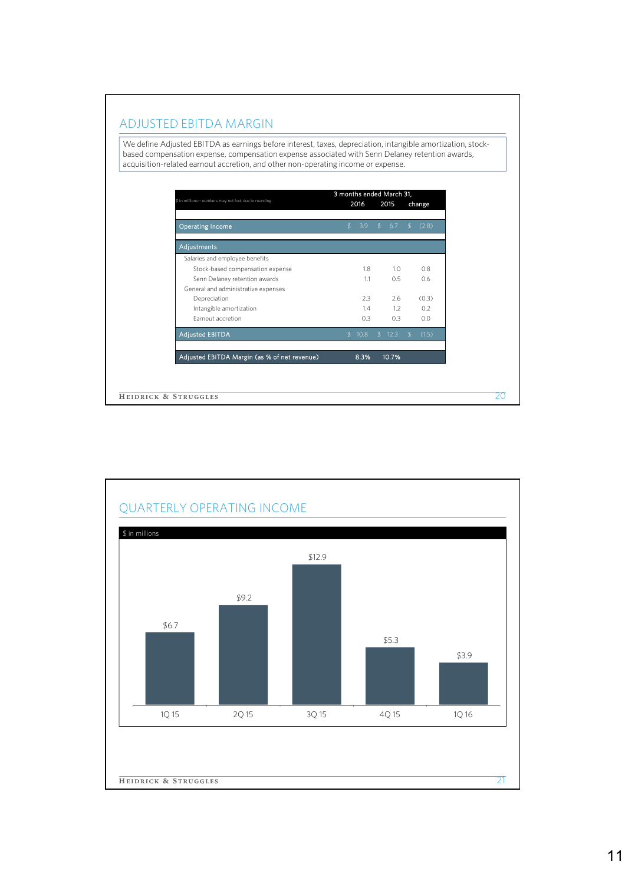## ADJUSTED EBITDA MARGIN

We define Adjusted EBITDA as earnings before interest, taxes, depreciation, intangible amortization, stock-based compensation expense, compensation expense associated with Senn Delaney retention awards, acquisition-related earnout accretion, and other non-operating income or expense.

| $ in millions-- numbers may not foot due to rounding | 3 months ended March 31, 2016 | 2015 | change |
|---|---|---|---|
| Operating Income | $ 3.9 | $ 6.7 | $ (2.8) |
| Adjustments | | | |
| Salaries and employee benefits | | | |
| Stock-based compensation expense | 1.8 | 1.0 | 0.8 |
| Senn Delaney retention awards | 1.1 | 0.5 | 0.6 |
| General and administrative expenses | | | |
| Depreciation | 2.3 | 2.6 | (0.3) |
| Intangible amortization | 1.4 | 1.2 | 0.2 |
| Earnout accretion | 0.3 | 0.3 | 0.0 |
| Adjusted EBITDA | $ 10.8 | $ 12.3 | $ (1.5) |
| Adjusted EBITDA Margin (as % of net revenue) | 8.3% | 10.7% | |

## QUARTERLY OPERATING INCOME

$ in millions

| Quarter | Operating Income |
|---|---|
| 1Q 15 | $6.7 |
| 2Q 15 | $9.2 |
| 3Q 15 | $12.9 |
| 4Q 15 | $5.3 |
| 1Q 16 | $3.9 |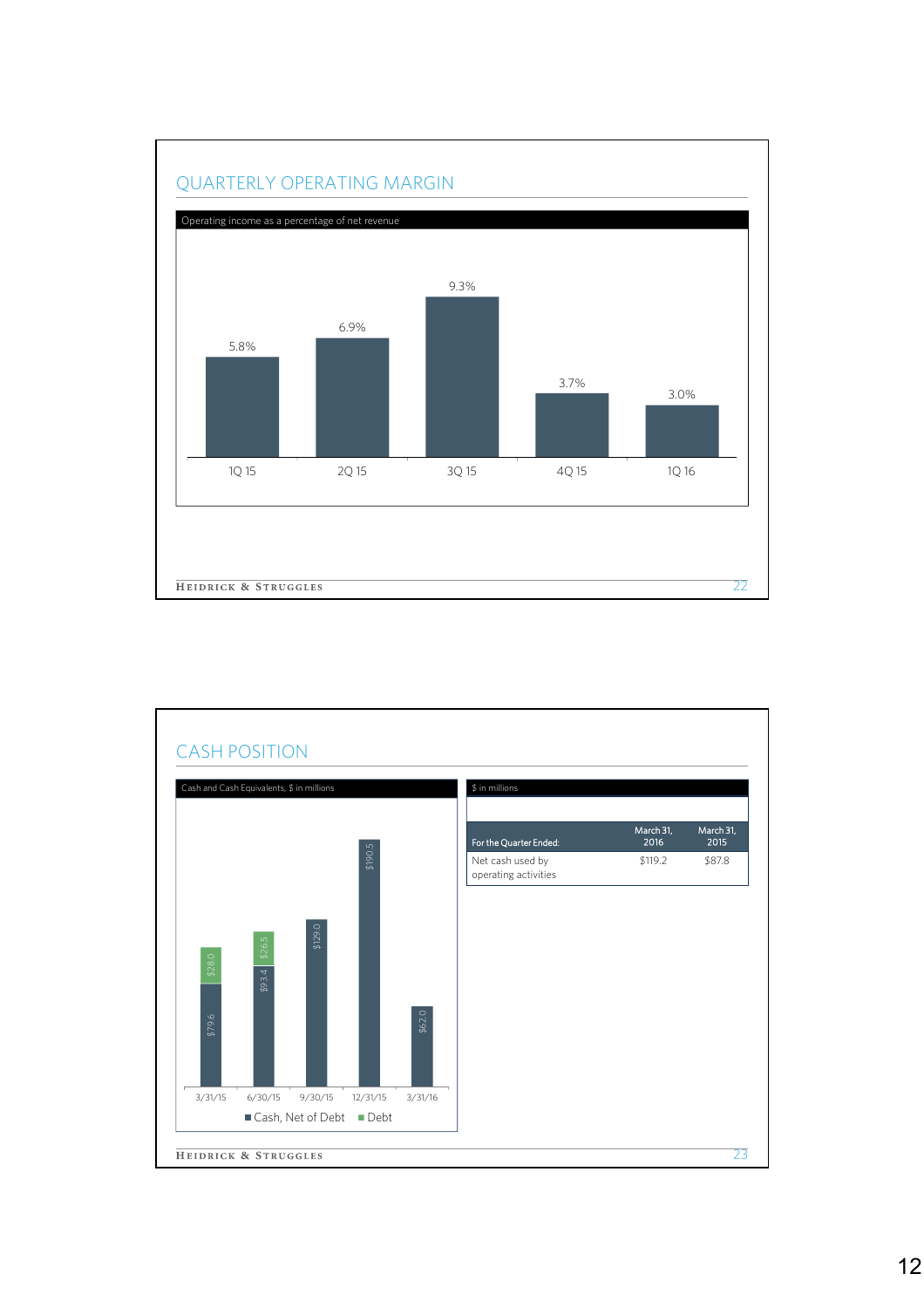## QUARTERLY OPERATING MARGIN

Operating income as a percentage of net revenue

| 1Q 15 | 2Q 15 | 3Q 15 | 4Q 15 | 1Q 16 |
|---|---|---|---|---|
| 5.8% | 6.9% | 9.3% | 3.7% | 3.0% |

## CASH POSITION

Cash and Cash Equivalents, $ in millions

| | 3/31/15 | 6/30/15 | 9/30/15 | 12/31/15 | 3/31/16 |
|---|---|---|---|---|---|
| Cash, Net of Debt | $79.6 | $93.4 | $129.0 | $190.5 | $62.0 |
| Debt | $28.0 | $26.5 | | | |

$ in millions

| For the Quarter Ended: | March 31, 2016 | March 31, 2015 |
|---|---|---|
| Net cash used by operating activities | $119.2 | $87.8 |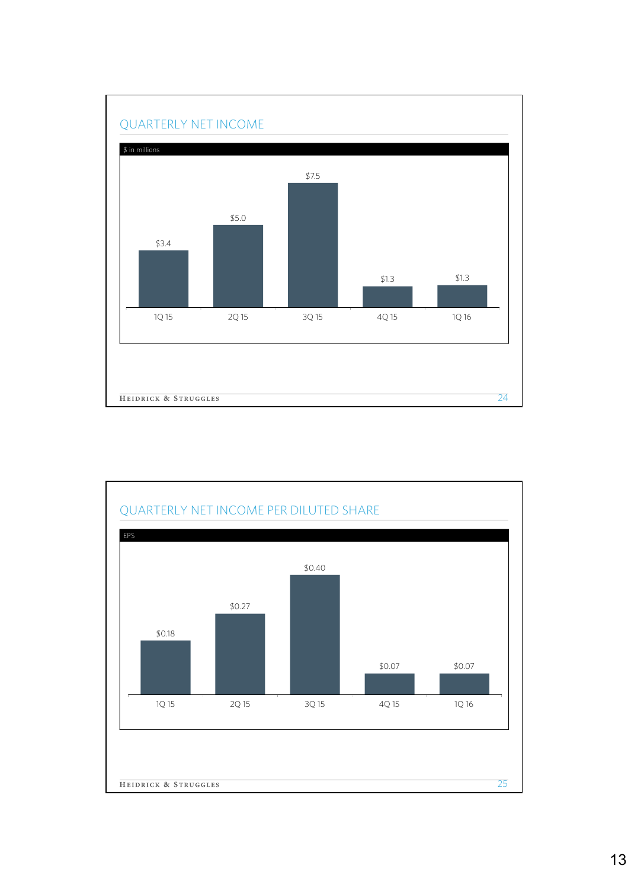## QUARTERLY NET INCOME

$ in millions

| 1Q 15 | 2Q 15 | 3Q 15 | 4Q 15 | 1Q 16 |
|---|---|---|---|---|
| $3.4 | $5.0 | $7.5 | $1.3 | $1.3 |

## QUARTERLY NET INCOME PER DILUTED SHARE

EPS

| 1Q 15 | 2Q 15 | 3Q 15 | 4Q 15 | 1Q 16 |
|---|---|---|---|---|
| $0.18 | $0.27 | $0.40 | $0.07 | $0.07 |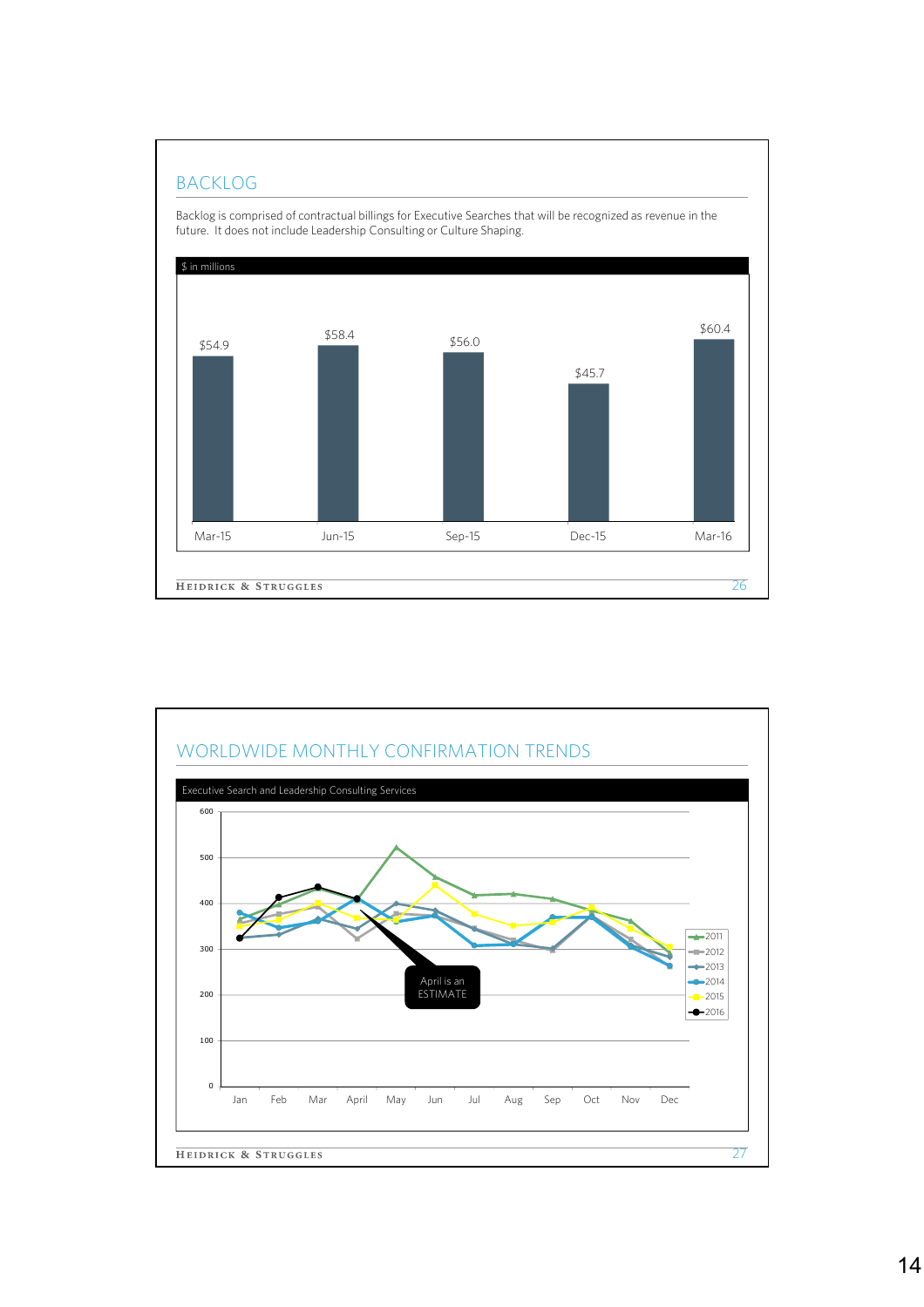## BACKLOG

Backlog is comprised of contractual billings for Executive Searches that will be recognized as revenue in the future. It does not include Leadership Consulting or Culture Shaping.

$ in millions

| Mar-15 | Jun-15 | Sep-15 | Dec-15 | Mar-16 |
|---|---|---|---|---|
| $54.9 | $58.4 | $56.0 | $45.7 | $60.4 |

## WORLDWIDE MONTHLY CONFIRMATION TRENDS

Executive Search and Leadership Consulting Services

April is an ESTIMATE

Legend: 2011, 2012, 2013, 2014, 2015, 2016

Months: Jan, Feb, Mar, April, May, Jun, Jul, Aug, Sep, Oct, Nov, Dec

Y-axis: 0, 100, 200, 300, 400, 500, 600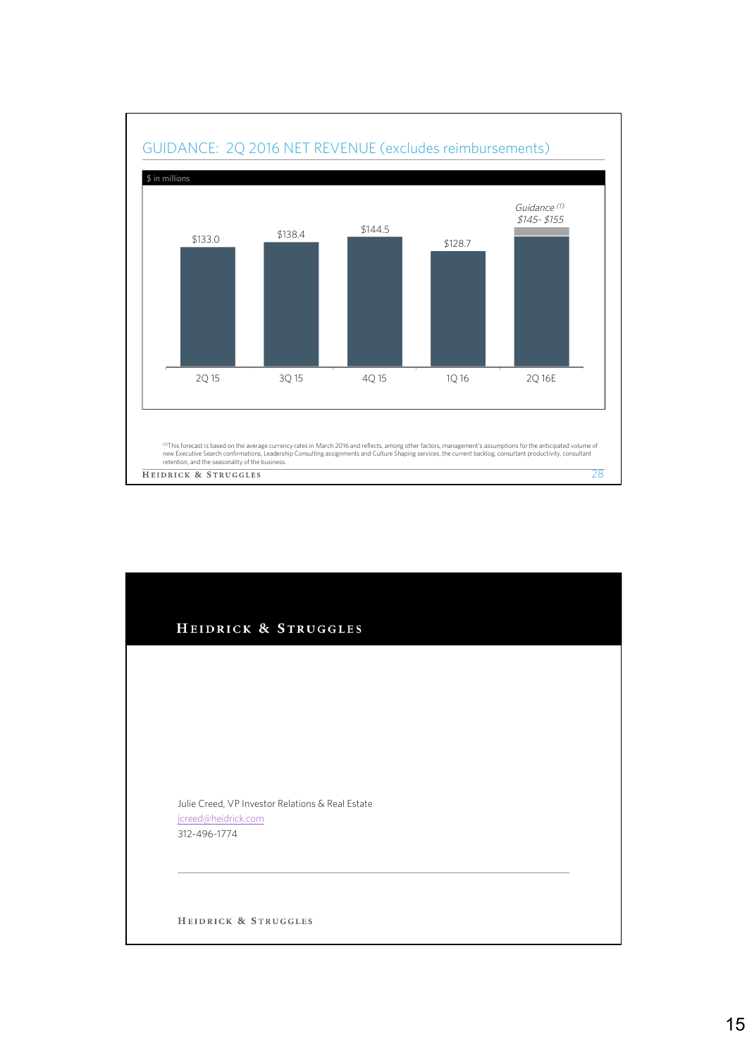## GUIDANCE: 2Q 2016 NET REVENUE (excludes reimbursements)

$ in millions

$133.0
$138.4
$144.5
$128.7
Guidance [1]: $145- $155

2Q 15
3Q 15
4Q 15
1Q 16
2Q 16E

[1]This forecast is based on the average currency rates in March 2016 and reflects, among other factors, management's assumptions for the anticipated volume of new Executive Search confirmations, Leadership Consulting assignments and Culture Shaping services, the current backlog, consultant productivity, consultant retention, and the seasonality of the business.

HEIDRICK & STRUGGLES

---

HEIDRICK & STRUGGLES

Julie Creed, VP Investor Relations & Real Estate
jcreed@heidrick.com
312-496-1774

HEIDRICK & STRUGGLES